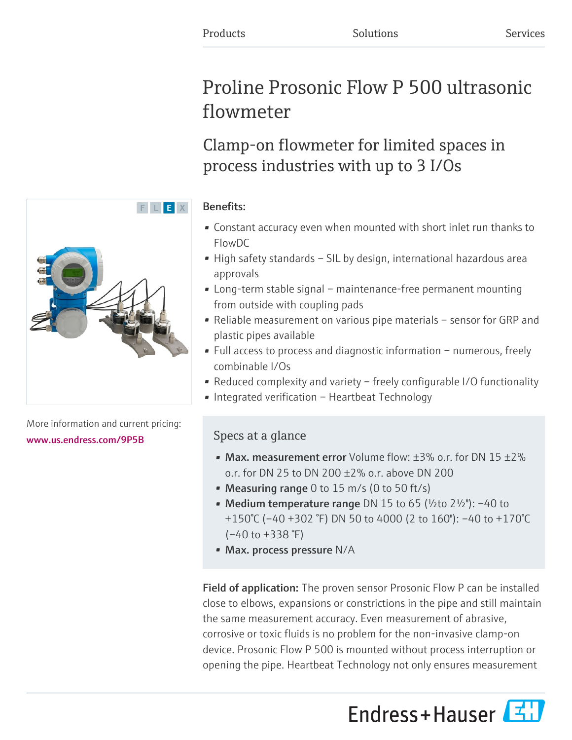Products    Solutions    Services

# Proline Prosonic Flow P 500 ultrasonic flowmeter

## Clamp-on flowmeter for limited spaces in process industries with up to 3 I/Os

F L E X

More information and current pricing:
www.us.endress.com/9P5B

**Benefits:**

- Constant accuracy even when mounted with short inlet run thanks to FlowDC
- High safety standards – SIL by design, international hazardous area approvals
- Long-term stable signal – maintenance-free permanent mounting from outside with coupling pads
- Reliable measurement on various pipe materials – sensor for GRP and plastic pipes available
- Full access to process and diagnostic information – numerous, freely combinable I/Os
- Reduced complexity and variety – freely configurable I/O functionality
- Integrated verification – Heartbeat Technology

### Specs at a glance

- **Max. measurement error** Volume flow: ±3% o.r. for DN 15 ±2% o.r. for DN 25 to DN 200 ±2% o.r. above DN 200
- **Measuring range** 0 to 15 m/s (0 to 50 ft/s)
- **Medium temperature range** DN 15 to 65 (½to 2½"): −40 to +150°C (−40 +302 °F) DN 50 to 4000 (2 to 160"): −40 to +170°C (−40 to +338 °F)
- **Max. process pressure** N/A

**Field of application:** The proven sensor Prosonic Flow P can be installed close to elbows, expansions or constrictions in the pipe and still maintain the same measurement accuracy. Even measurement of abrasive, corrosive or toxic fluids is no problem for the non-invasive clamp-on device. Prosonic Flow P 500 is mounted without process interruption or opening the pipe. Heartbeat Technology not only ensures measurement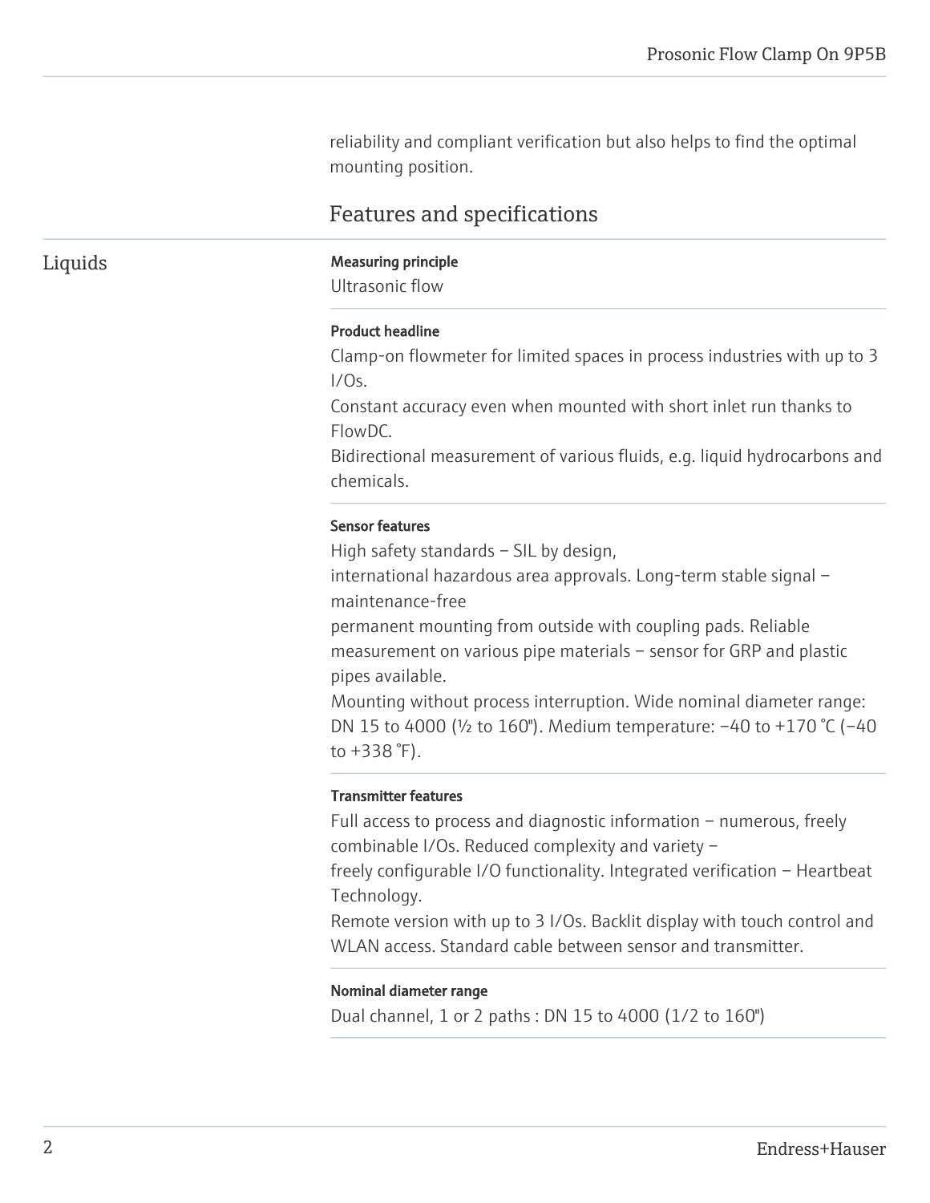reliability and compliant verification but also helps to find the optimal mounting position.

## Features and specifications

### Liquids

**Measuring principle**

Ultrasonic flow

**Product headline**

Clamp-on flowmeter for limited spaces in process industries with up to 3 I/Os.
Constant accuracy even when mounted with short inlet run thanks to FlowDC.
Bidirectional measurement of various fluids, e.g. liquid hydrocarbons and chemicals.

**Sensor features**

High safety standards – SIL by design,
international hazardous area approvals. Long-term stable signal – maintenance-free
permanent mounting from outside with coupling pads. Reliable measurement on various pipe materials – sensor for GRP and plastic pipes available.
Mounting without process interruption. Wide nominal diameter range: DN 15 to 4000 (½ to 160"). Medium temperature: –40 to +170 °C (–40 to +338 °F).

**Transmitter features**

Full access to process and diagnostic information – numerous, freely combinable I/Os. Reduced complexity and variety –
freely configurable I/O functionality. Integrated verification – Heartbeat Technology.
Remote version with up to 3 I/Os. Backlit display with touch control and WLAN access. Standard cable between sensor and transmitter.

**Nominal diameter range**

Dual channel, 1 or 2 paths : DN 15 to 4000 (1/2 to 160")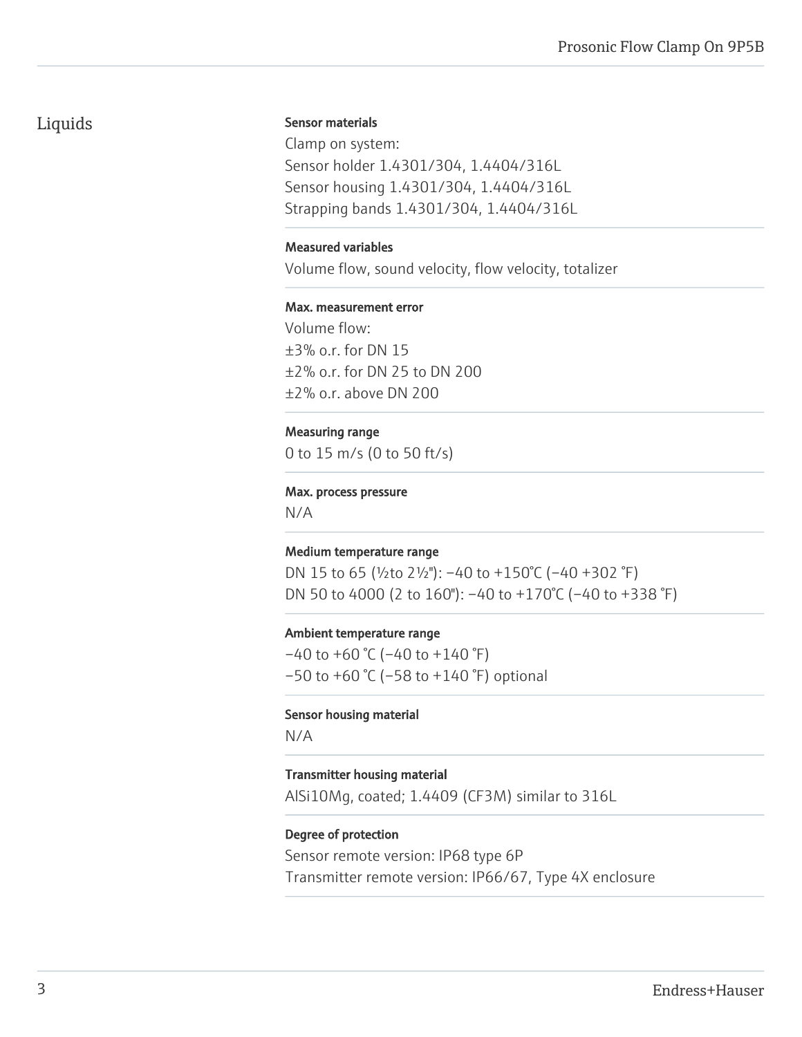## Liquids

**Sensor materials**

Clamp on system:
Sensor holder 1.4301/304, 1.4404/316L
Sensor housing 1.4301/304, 1.4404/316L
Strapping bands 1.4301/304, 1.4404/316L

**Measured variables**

Volume flow, sound velocity, flow velocity, totalizer

**Max. measurement error**

Volume flow:
±3% o.r. for DN 15
±2% o.r. for DN 25 to DN 200
±2% o.r. above DN 200

**Measuring range**

0 to 15 m/s (0 to 50 ft/s)

**Max. process pressure**

N/A

**Medium temperature range**

DN 15 to 65 (½to 2½"): −40 to +150°C (−40 +302 °F)
DN 50 to 4000 (2 to 160"): −40 to +170°C (−40 to +338 °F)

**Ambient temperature range**

−40 to +60 °C (−40 to +140 °F)
−50 to +60 °C (−58 to +140 °F) optional

**Sensor housing material**

N/A

**Transmitter housing material**

AlSi10Mg, coated; 1.4409 (CF3M) similar to 316L

**Degree of protection**

Sensor remote version: IP68 type 6P
Transmitter remote version: IP66/67, Type 4X enclosure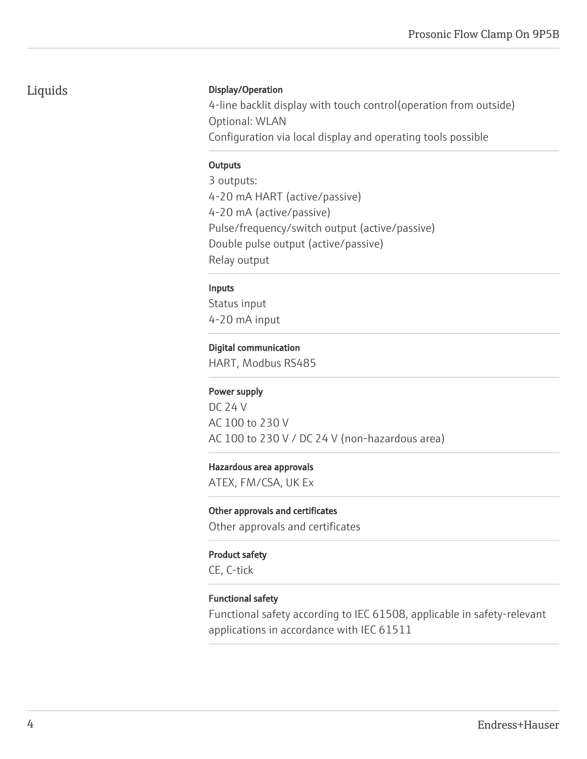## Liquids

**Display/Operation**

4-line backlit display with touch control(operation from outside)
Optional: WLAN
Configuration via local display and operating tools possible

**Outputs**

3 outputs:
4-20 mA HART (active/passive)
4-20 mA (active/passive)
Pulse/frequency/switch output (active/passive)
Double pulse output (active/passive)
Relay output

**Inputs**

Status input
4-20 mA input

**Digital communication**

HART, Modbus RS485

**Power supply**

DC 24 V
AC 100 to 230 V
AC 100 to 230 V / DC 24 V (non-hazardous area)

**Hazardous area approvals**

ATEX, FM/CSA, UK Ex

**Other approvals and certificates**

Other approvals and certificates

**Product safety**

CE, C-tick

**Functional safety**

Functional safety according to IEC 61508, applicable in safety-relevant applications in accordance with IEC 61511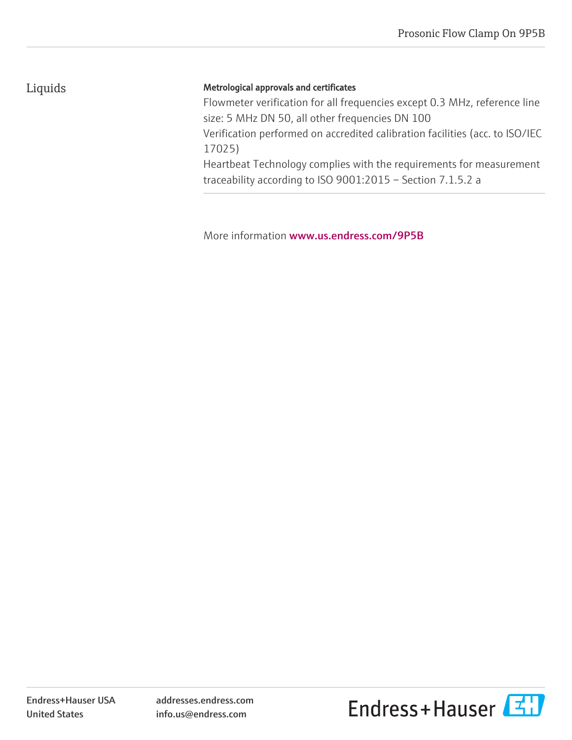## Liquids

**Metrological approvals and certificates**

Flowmeter verification for all frequencies except 0.3 MHz, reference line size: 5 MHz DN 50, all other frequencies DN 100

Verification performed on accredited calibration facilities (acc. to ISO/IEC 17025)

Heartbeat Technology complies with the requirements for measurement traceability according to ISO 9001:2015 – Section 7.1.5.2 a

More information **www.us.endress.com/9P5B**

Endress+Hauser USA
United States

addresses.endress.com
info.us@endress.com

Endress+Hauser